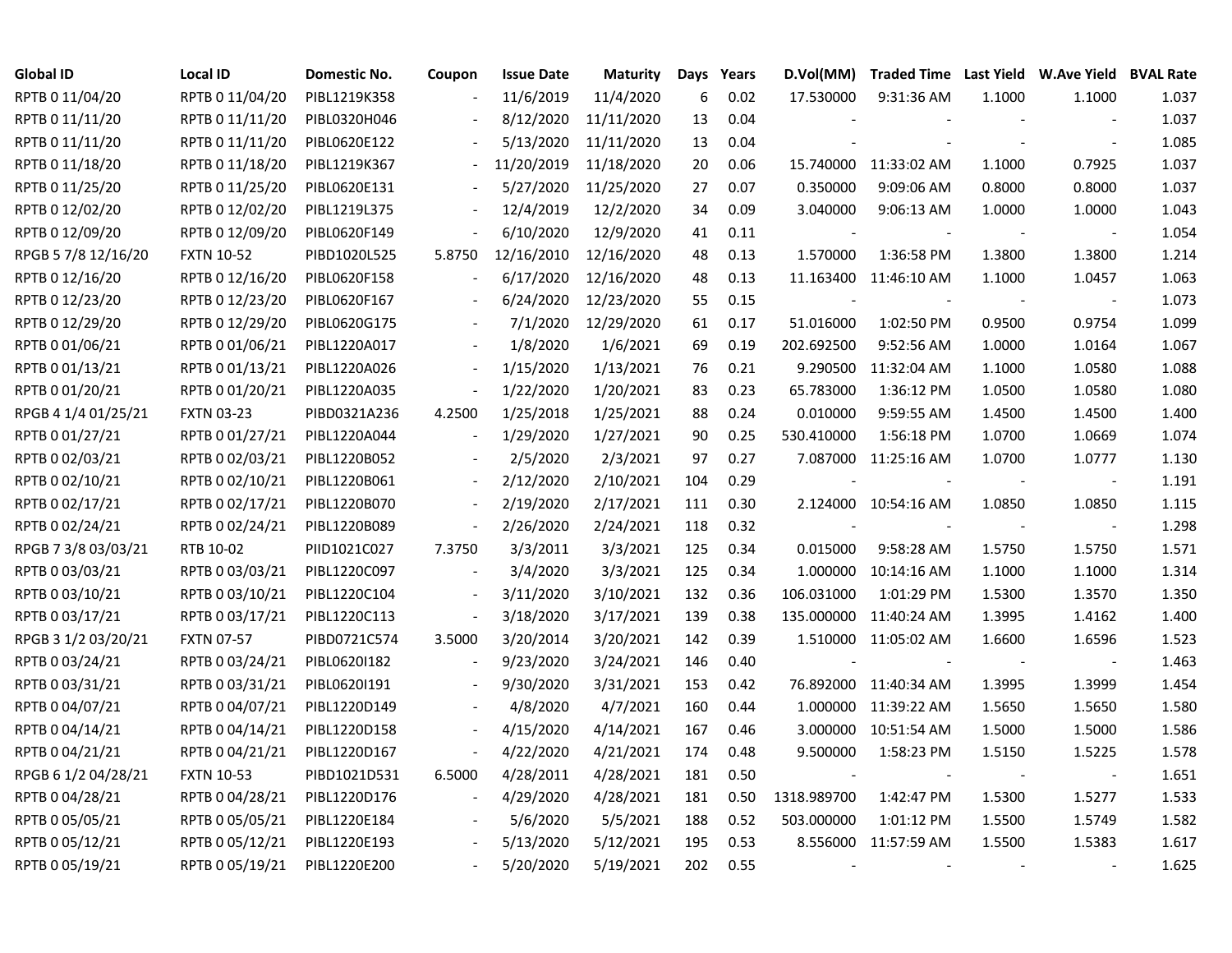| Global ID | Local ID | Domestic No. | Coupon | Issue Date | Maturity | Days | Years | D.Vol(MM) | Traded Time | Last Yield | W.Ave Yield | BVAL Rate |
|---|---|---|---|---|---|---|---|---|---|---|---|---|
| RPTB 0 11/04/20 | RPTB 0 11/04/20 | PIBL1219K358 | - | 11/6/2019 | 11/4/2020 | 6 | 0.02 | 17.530000 | 9:31:36 AM | 1.1000 | 1.1000 | 1.037 |
| RPTB 0 11/11/20 | RPTB 0 11/11/20 | PIBL0320H046 | - | 8/12/2020 | 11/11/2020 | 13 | 0.04 | - | - | - | - | 1.037 |
| RPTB 0 11/11/20 | RPTB 0 11/11/20 | PIBL0620E122 | - | 5/13/2020 | 11/11/2020 | 13 | 0.04 | - | - | - | - | 1.085 |
| RPTB 0 11/18/20 | RPTB 0 11/18/20 | PIBL1219K367 | - | 11/20/2019 | 11/18/2020 | 20 | 0.06 | 15.740000 | 11:33:02 AM | 1.1000 | 0.7925 | 1.037 |
| RPTB 0 11/25/20 | RPTB 0 11/25/20 | PIBL0620E131 | - | 5/27/2020 | 11/25/2020 | 27 | 0.07 | 0.350000 | 9:09:06 AM | 0.8000 | 0.8000 | 1.037 |
| RPTB 0 12/02/20 | RPTB 0 12/02/20 | PIBL1219L375 | - | 12/4/2019 | 12/2/2020 | 34 | 0.09 | 3.040000 | 9:06:13 AM | 1.0000 | 1.0000 | 1.043 |
| RPTB 0 12/09/20 | RPTB 0 12/09/20 | PIBL0620F149 | - | 6/10/2020 | 12/9/2020 | 41 | 0.11 | - | - | - | - | 1.054 |
| RPGB 5 7/8 12/16/20 | FXTN 10-52 | PIBD1020L525 | 5.8750 | 12/16/2010 | 12/16/2020 | 48 | 0.13 | 1.570000 | 1:36:58 PM | 1.3800 | 1.3800 | 1.214 |
| RPTB 0 12/16/20 | RPTB 0 12/16/20 | PIBL0620F158 | - | 6/17/2020 | 12/16/2020 | 48 | 0.13 | 11.163400 | 11:46:10 AM | 1.1000 | 1.0457 | 1.063 |
| RPTB 0 12/23/20 | RPTB 0 12/23/20 | PIBL0620F167 | - | 6/24/2020 | 12/23/2020 | 55 | 0.15 | - | - | - | - | 1.073 |
| RPTB 0 12/29/20 | RPTB 0 12/29/20 | PIBL0620G175 | - | 7/1/2020 | 12/29/2020 | 61 | 0.17 | 51.016000 | 1:02:50 PM | 0.9500 | 0.9754 | 1.099 |
| RPTB 0 01/06/21 | RPTB 0 01/06/21 | PIBL1220A017 | - | 1/8/2020 | 1/6/2021 | 69 | 0.19 | 202.692500 | 9:52:56 AM | 1.0000 | 1.0164 | 1.067 |
| RPTB 0 01/13/21 | RPTB 0 01/13/21 | PIBL1220A026 | - | 1/15/2020 | 1/13/2021 | 76 | 0.21 | 9.290500 | 11:32:04 AM | 1.1000 | 1.0580 | 1.088 |
| RPTB 0 01/20/21 | RPTB 0 01/20/21 | PIBL1220A035 | - | 1/22/2020 | 1/20/2021 | 83 | 0.23 | 65.783000 | 1:36:12 PM | 1.0500 | 1.0580 | 1.080 |
| RPGB 4 1/4 01/25/21 | FXTN 03-23 | PIBD0321A236 | 4.2500 | 1/25/2018 | 1/25/2021 | 88 | 0.24 | 0.010000 | 9:59:55 AM | 1.4500 | 1.4500 | 1.400 |
| RPTB 0 01/27/21 | RPTB 0 01/27/21 | PIBL1220A044 | - | 1/29/2020 | 1/27/2021 | 90 | 0.25 | 530.410000 | 1:56:18 PM | 1.0700 | 1.0669 | 1.074 |
| RPTB 0 02/03/21 | RPTB 0 02/03/21 | PIBL1220B052 | - | 2/5/2020 | 2/3/2021 | 97 | 0.27 | 7.087000 | 11:25:16 AM | 1.0700 | 1.0777 | 1.130 |
| RPTB 0 02/10/21 | RPTB 0 02/10/21 | PIBL1220B061 | - | 2/12/2020 | 2/10/2021 | 104 | 0.29 | - | - | - | - | 1.191 |
| RPTB 0 02/17/21 | RPTB 0 02/17/21 | PIBL1220B070 | - | 2/19/2020 | 2/17/2021 | 111 | 0.30 | 2.124000 | 10:54:16 AM | 1.0850 | 1.0850 | 1.115 |
| RPTB 0 02/24/21 | RPTB 0 02/24/21 | PIBL1220B089 | - | 2/26/2020 | 2/24/2021 | 118 | 0.32 | - | - | - | - | 1.298 |
| RPGB 7 3/8 03/03/21 | RTB 10-02 | PIID1021C027 | 7.3750 | 3/3/2011 | 3/3/2021 | 125 | 0.34 | 0.015000 | 9:58:28 AM | 1.5750 | 1.5750 | 1.571 |
| RPTB 0 03/03/21 | RPTB 0 03/03/21 | PIBL1220C097 | - | 3/4/2020 | 3/3/2021 | 125 | 0.34 | 1.000000 | 10:14:16 AM | 1.1000 | 1.1000 | 1.314 |
| RPTB 0 03/10/21 | RPTB 0 03/10/21 | PIBL1220C104 | - | 3/11/2020 | 3/10/2021 | 132 | 0.36 | 106.031000 | 1:01:29 PM | 1.5300 | 1.3570 | 1.350 |
| RPTB 0 03/17/21 | RPTB 0 03/17/21 | PIBL1220C113 | - | 3/18/2020 | 3/17/2021 | 139 | 0.38 | 135.000000 | 11:40:24 AM | 1.3995 | 1.4162 | 1.400 |
| RPGB 3 1/2 03/20/21 | FXTN 07-57 | PIBD0721C574 | 3.5000 | 3/20/2014 | 3/20/2021 | 142 | 0.39 | 1.510000 | 11:05:02 AM | 1.6600 | 1.6596 | 1.523 |
| RPTB 0 03/24/21 | RPTB 0 03/24/21 | PIBL0620I182 | - | 9/23/2020 | 3/24/2021 | 146 | 0.40 | - | - | - | - | 1.463 |
| RPTB 0 03/31/21 | RPTB 0 03/31/21 | PIBL0620I191 | - | 9/30/2020 | 3/31/2021 | 153 | 0.42 | 76.892000 | 11:40:34 AM | 1.3995 | 1.3999 | 1.454 |
| RPTB 0 04/07/21 | RPTB 0 04/07/21 | PIBL1220D149 | - | 4/8/2020 | 4/7/2021 | 160 | 0.44 | 1.000000 | 11:39:22 AM | 1.5650 | 1.5650 | 1.580 |
| RPTB 0 04/14/21 | RPTB 0 04/14/21 | PIBL1220D158 | - | 4/15/2020 | 4/14/2021 | 167 | 0.46 | 3.000000 | 10:51:54 AM | 1.5000 | 1.5000 | 1.586 |
| RPTB 0 04/21/21 | RPTB 0 04/21/21 | PIBL1220D167 | - | 4/22/2020 | 4/21/2021 | 174 | 0.48 | 9.500000 | 1:58:23 PM | 1.5150 | 1.5225 | 1.578 |
| RPGB 6 1/2 04/28/21 | FXTN 10-53 | PIBD1021D531 | 6.5000 | 4/28/2011 | 4/28/2021 | 181 | 0.50 | - | - | - | - | 1.651 |
| RPTB 0 04/28/21 | RPTB 0 04/28/21 | PIBL1220D176 | - | 4/29/2020 | 4/28/2021 | 181 | 0.50 | 1318.989700 | 1:42:47 PM | 1.5300 | 1.5277 | 1.533 |
| RPTB 0 05/05/21 | RPTB 0 05/05/21 | PIBL1220E184 | - | 5/6/2020 | 5/5/2021 | 188 | 0.52 | 503.000000 | 1:01:12 PM | 1.5500 | 1.5749 | 1.582 |
| RPTB 0 05/12/21 | RPTB 0 05/12/21 | PIBL1220E193 | - | 5/13/2020 | 5/12/2021 | 195 | 0.53 | 8.556000 | 11:57:59 AM | 1.5500 | 1.5383 | 1.617 |
| RPTB 0 05/19/21 | RPTB 0 05/19/21 | PIBL1220E200 | - | 5/20/2020 | 5/19/2021 | 202 | 0.55 | - | - | - | - | 1.625 |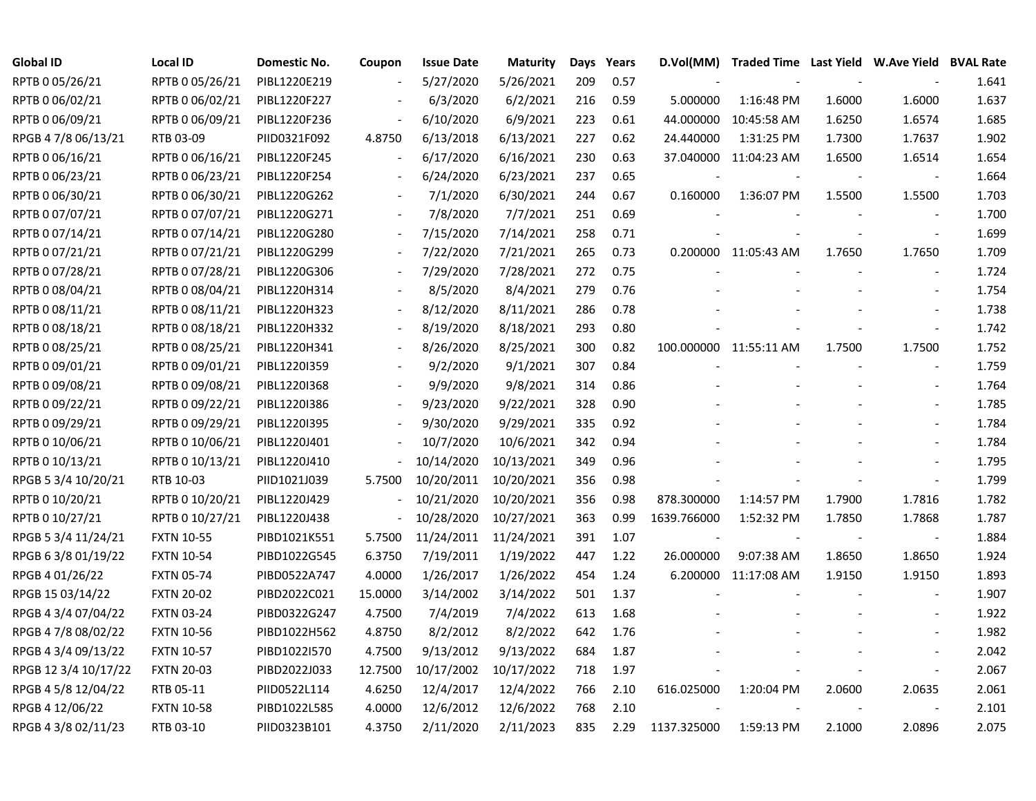| Global ID | Local ID | Domestic No. | Coupon | Issue Date | Maturity | Days | Years | D.Vol(MM) | Traded Time | Last Yield | W.Ave Yield | BVAL Rate |
|---|---|---|---|---|---|---|---|---|---|---|---|---|
| RPTB 0 05/26/21 | RPTB 0 05/26/21 | PIBL1220E219 | - | 5/27/2020 | 5/26/2021 | 209 | 0.57 | - | - | - | - | 1.641 |
| RPTB 0 06/02/21 | RPTB 0 06/02/21 | PIBL1220F227 | - | 6/3/2020 | 6/2/2021 | 216 | 0.59 | 5.000000 | 1:16:48 PM | 1.6000 | 1.6000 | 1.637 |
| RPTB 0 06/09/21 | RPTB 0 06/09/21 | PIBL1220F236 | - | 6/10/2020 | 6/9/2021 | 223 | 0.61 | 44.000000 | 10:45:58 AM | 1.6250 | 1.6574 | 1.685 |
| RPGB 4 7/8 06/13/21 | RTB 03-09 | PIID0321F092 | 4.8750 | 6/13/2018 | 6/13/2021 | 227 | 0.62 | 24.440000 | 1:31:25 PM | 1.7300 | 1.7637 | 1.902 |
| RPTB 0 06/16/21 | RPTB 0 06/16/21 | PIBL1220F245 | - | 6/17/2020 | 6/16/2021 | 230 | 0.63 | 37.040000 | 11:04:23 AM | 1.6500 | 1.6514 | 1.654 |
| RPTB 0 06/23/21 | RPTB 0 06/23/21 | PIBL1220F254 | - | 6/24/2020 | 6/23/2021 | 237 | 0.65 | - | - | - | - | 1.664 |
| RPTB 0 06/30/21 | RPTB 0 06/30/21 | PIBL1220G262 | - | 7/1/2020 | 6/30/2021 | 244 | 0.67 | 0.160000 | 1:36:07 PM | 1.5500 | 1.5500 | 1.703 |
| RPTB 0 07/07/21 | RPTB 0 07/07/21 | PIBL1220G271 | - | 7/8/2020 | 7/7/2021 | 251 | 0.69 | - | - | - | - | 1.700 |
| RPTB 0 07/14/21 | RPTB 0 07/14/21 | PIBL1220G280 | - | 7/15/2020 | 7/14/2021 | 258 | 0.71 | - | - | - | - | 1.699 |
| RPTB 0 07/21/21 | RPTB 0 07/21/21 | PIBL1220G299 | - | 7/22/2020 | 7/21/2021 | 265 | 0.73 | 0.200000 | 11:05:43 AM | 1.7650 | 1.7650 | 1.709 |
| RPTB 0 07/28/21 | RPTB 0 07/28/21 | PIBL1220G306 | - | 7/29/2020 | 7/28/2021 | 272 | 0.75 | - | - | - | - | 1.724 |
| RPTB 0 08/04/21 | RPTB 0 08/04/21 | PIBL1220H314 | - | 8/5/2020 | 8/4/2021 | 279 | 0.76 | - | - | - | - | 1.754 |
| RPTB 0 08/11/21 | RPTB 0 08/11/21 | PIBL1220H323 | - | 8/12/2020 | 8/11/2021 | 286 | 0.78 | - | - | - | - | 1.738 |
| RPTB 0 08/18/21 | RPTB 0 08/18/21 | PIBL1220H332 | - | 8/19/2020 | 8/18/2021 | 293 | 0.80 | - | - | - | - | 1.742 |
| RPTB 0 08/25/21 | RPTB 0 08/25/21 | PIBL1220H341 | - | 8/26/2020 | 8/25/2021 | 300 | 0.82 | 100.000000 | 11:55:11 AM | 1.7500 | 1.7500 | 1.752 |
| RPTB 0 09/01/21 | RPTB 0 09/01/21 | PIBL1220I359 | - | 9/2/2020 | 9/1/2021 | 307 | 0.84 | - | - | - | - | 1.759 |
| RPTB 0 09/08/21 | RPTB 0 09/08/21 | PIBL1220I368 | - | 9/9/2020 | 9/8/2021 | 314 | 0.86 | - | - | - | - | 1.764 |
| RPTB 0 09/22/21 | RPTB 0 09/22/21 | PIBL1220I386 | - | 9/23/2020 | 9/22/2021 | 328 | 0.90 | - | - | - | - | 1.785 |
| RPTB 0 09/29/21 | RPTB 0 09/29/21 | PIBL1220I395 | - | 9/30/2020 | 9/29/2021 | 335 | 0.92 | - | - | - | - | 1.784 |
| RPTB 0 10/06/21 | RPTB 0 10/06/21 | PIBL1220J401 | - | 10/7/2020 | 10/6/2021 | 342 | 0.94 | - | - | - | - | 1.784 |
| RPTB 0 10/13/21 | RPTB 0 10/13/21 | PIBL1220J410 | - | 10/14/2020 | 10/13/2021 | 349 | 0.96 | - | - | - | - | 1.795 |
| RPGB 5 3/4 10/20/21 | RTB 10-03 | PIID1021J039 | 5.7500 | 10/20/2011 | 10/20/2021 | 356 | 0.98 | - | - | - | - | 1.799 |
| RPTB 0 10/20/21 | RPTB 0 10/20/21 | PIBL1220J429 | - | 10/21/2020 | 10/20/2021 | 356 | 0.98 | 878.300000 | 1:14:57 PM | 1.7900 | 1.7816 | 1.782 |
| RPTB 0 10/27/21 | RPTB 0 10/27/21 | PIBL1220J438 | - | 10/28/2020 | 10/27/2021 | 363 | 0.99 | 1639.766000 | 1:52:32 PM | 1.7850 | 1.7868 | 1.787 |
| RPGB 5 3/4 11/24/21 | FXTN 10-55 | PIBD1021K551 | 5.7500 | 11/24/2011 | 11/24/2021 | 391 | 1.07 | - | - | - | - | 1.884 |
| RPGB 6 3/8 01/19/22 | FXTN 10-54 | PIBD1022G545 | 6.3750 | 7/19/2011 | 1/19/2022 | 447 | 1.22 | 26.000000 | 9:07:38 AM | 1.8650 | 1.8650 | 1.924 |
| RPGB 4 01/26/22 | FXTN 05-74 | PIBD0522A747 | 4.0000 | 1/26/2017 | 1/26/2022 | 454 | 1.24 | 6.200000 | 11:17:08 AM | 1.9150 | 1.9150 | 1.893 |
| RPGB 15 03/14/22 | FXTN 20-02 | PIBD2022C021 | 15.0000 | 3/14/2002 | 3/14/2022 | 501 | 1.37 | - | - | - | - | 1.907 |
| RPGB 4 3/4 07/04/22 | FXTN 03-24 | PIBD0322G247 | 4.7500 | 7/4/2019 | 7/4/2022 | 613 | 1.68 | - | - | - | - | 1.922 |
| RPGB 4 7/8 08/02/22 | FXTN 10-56 | PIBD1022H562 | 4.8750 | 8/2/2012 | 8/2/2022 | 642 | 1.76 | - | - | - | - | 1.982 |
| RPGB 4 3/4 09/13/22 | FXTN 10-57 | PIBD1022I570 | 4.7500 | 9/13/2012 | 9/13/2022 | 684 | 1.87 | - | - | - | - | 2.042 |
| RPGB 12 3/4 10/17/22 | FXTN 20-03 | PIBD2022J033 | 12.7500 | 10/17/2002 | 10/17/2022 | 718 | 1.97 | - | - | - | - | 2.067 |
| RPGB 4 5/8 12/04/22 | RTB 05-11 | PIID0522L114 | 4.6250 | 12/4/2017 | 12/4/2022 | 766 | 2.10 | 616.025000 | 1:20:04 PM | 2.0600 | 2.0635 | 2.061 |
| RPGB 4 12/06/22 | FXTN 10-58 | PIBD1022L585 | 4.0000 | 12/6/2012 | 12/6/2022 | 768 | 2.10 | - | - | - | - | 2.101 |
| RPGB 4 3/8 02/11/23 | RTB 03-10 | PIID0323B101 | 4.3750 | 2/11/2020 | 2/11/2023 | 835 | 2.29 | 1137.325000 | 1:59:13 PM | 2.1000 | 2.0896 | 2.075 |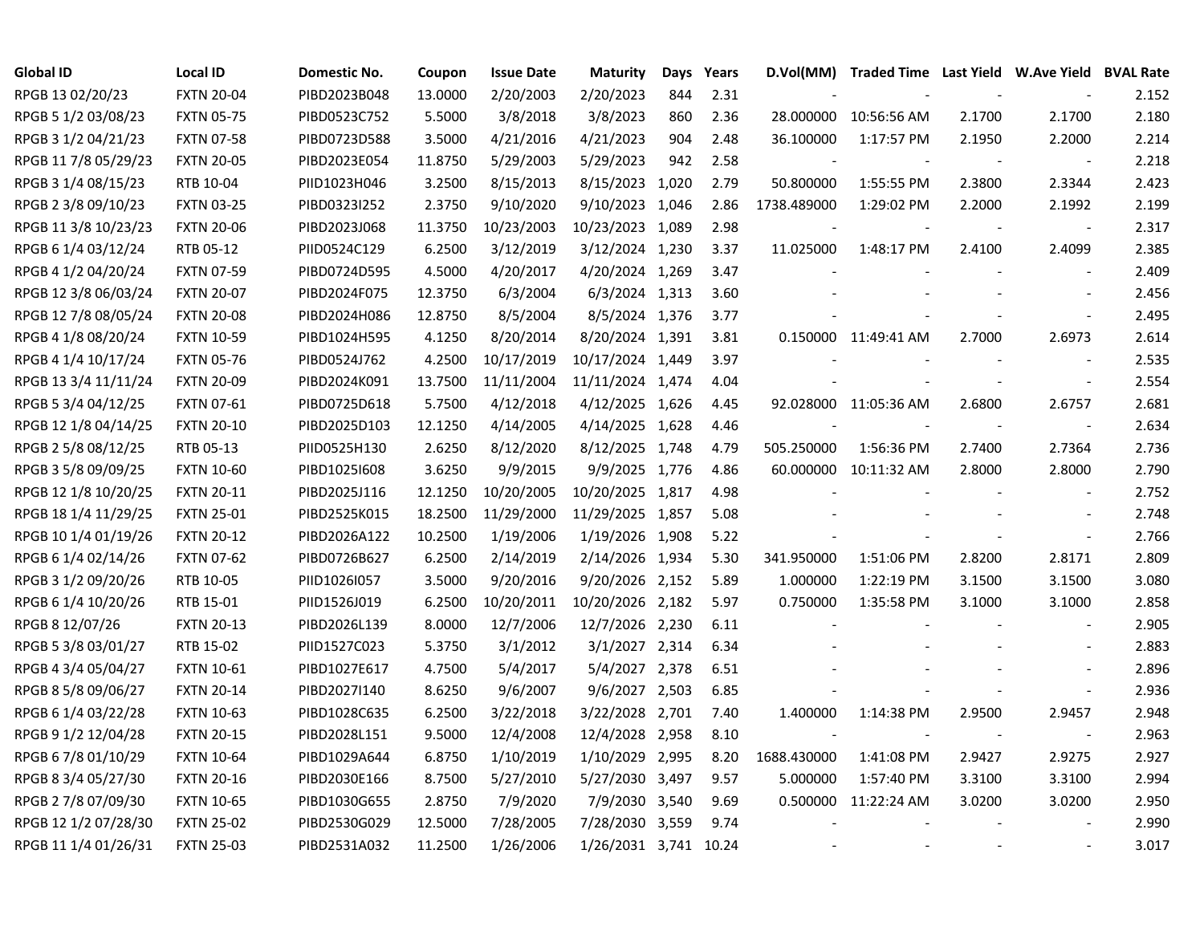| Global ID | Local ID | Domestic No. | Coupon | Issue Date | Maturity | Days | Years | D.Vol(MM) | Traded Time | Last Yield | W.Ave Yield | BVAL Rate |
|---|---|---|---|---|---|---|---|---|---|---|---|---|
| RPGB 13 02/20/23 | FXTN 20-04 | PIBD2023B048 | 13.0000 | 2/20/2003 | 2/20/2023 | 844 | 2.31 | - | - | - | - | 2.152 |
| RPGB 5 1/2 03/08/23 | FXTN 05-75 | PIBD0523C752 | 5.5000 | 3/8/2018 | 3/8/2023 | 860 | 2.36 | 28.000000 | 10:56:56 AM | 2.1700 | 2.1700 | 2.180 |
| RPGB 3 1/2 04/21/23 | FXTN 07-58 | PIBD0723D588 | 3.5000 | 4/21/2016 | 4/21/2023 | 904 | 2.48 | 36.100000 | 1:17:57 PM | 2.1950 | 2.2000 | 2.214 |
| RPGB 11 7/8 05/29/23 | FXTN 20-05 | PIBD2023E054 | 11.8750 | 5/29/2003 | 5/29/2023 | 942 | 2.58 | - | - | - | - | 2.218 |
| RPGB 3 1/4 08/15/23 | RTB 10-04 | PIID1023H046 | 3.2500 | 8/15/2013 | 8/15/2023 | 1,020 | 2.79 | 50.800000 | 1:55:55 PM | 2.3800 | 2.3344 | 2.423 |
| RPGB 2 3/8 09/10/23 | FXTN 03-25 | PIBD0323I252 | 2.3750 | 9/10/2020 | 9/10/2023 | 1,046 | 2.86 | 1738.489000 | 1:29:02 PM | 2.2000 | 2.1992 | 2.199 |
| RPGB 11 3/8 10/23/23 | FXTN 20-06 | PIBD2023J068 | 11.3750 | 10/23/2003 | 10/23/2023 | 1,089 | 2.98 | - | - | - | - | 2.317 |
| RPGB 6 1/4 03/12/24 | RTB 05-12 | PIID0524C129 | 6.2500 | 3/12/2019 | 3/12/2024 | 1,230 | 3.37 | 11.025000 | 1:48:17 PM | 2.4100 | 2.4099 | 2.385 |
| RPGB 4 1/2 04/20/24 | FXTN 07-59 | PIBD0724D595 | 4.5000 | 4/20/2017 | 4/20/2024 | 1,269 | 3.47 | - | - | - | - | 2.409 |
| RPGB 12 3/8 06/03/24 | FXTN 20-07 | PIBD2024F075 | 12.3750 | 6/3/2004 | 6/3/2024 | 1,313 | 3.60 | - | - | - | - | 2.456 |
| RPGB 12 7/8 08/05/24 | FXTN 20-08 | PIBD2024H086 | 12.8750 | 8/5/2004 | 8/5/2024 | 1,376 | 3.77 | - | - | - | - | 2.495 |
| RPGB 4 1/8 08/20/24 | FXTN 10-59 | PIBD1024H595 | 4.1250 | 8/20/2014 | 8/20/2024 | 1,391 | 3.81 | 0.150000 | 11:49:41 AM | 2.7000 | 2.6973 | 2.614 |
| RPGB 4 1/4 10/17/24 | FXTN 05-76 | PIBD0524J762 | 4.2500 | 10/17/2019 | 10/17/2024 | 1,449 | 3.97 | - | - | - | - | 2.535 |
| RPGB 13 3/4 11/11/24 | FXTN 20-09 | PIBD2024K091 | 13.7500 | 11/11/2004 | 11/11/2024 | 1,474 | 4.04 | - | - | - | - | 2.554 |
| RPGB 5 3/4 04/12/25 | FXTN 07-61 | PIBD0725D618 | 5.7500 | 4/12/2018 | 4/12/2025 | 1,626 | 4.45 | 92.028000 | 11:05:36 AM | 2.6800 | 2.6757 | 2.681 |
| RPGB 12 1/8 04/14/25 | FXTN 20-10 | PIBD2025D103 | 12.1250 | 4/14/2005 | 4/14/2025 | 1,628 | 4.46 | - | - | - | - | 2.634 |
| RPGB 2 5/8 08/12/25 | RTB 05-13 | PIID0525H130 | 2.6250 | 8/12/2020 | 8/12/2025 | 1,748 | 4.79 | 505.250000 | 1:56:36 PM | 2.7400 | 2.7364 | 2.736 |
| RPGB 3 5/8 09/09/25 | FXTN 10-60 | PIBD1025I608 | 3.6250 | 9/9/2015 | 9/9/2025 | 1,776 | 4.86 | 60.000000 | 10:11:32 AM | 2.8000 | 2.8000 | 2.790 |
| RPGB 12 1/8 10/20/25 | FXTN 20-11 | PIBD2025J116 | 12.1250 | 10/20/2005 | 10/20/2025 | 1,817 | 4.98 | - | - | - | - | 2.752 |
| RPGB 18 1/4 11/29/25 | FXTN 25-01 | PIBD2525K015 | 18.2500 | 11/29/2000 | 11/29/2025 | 1,857 | 5.08 | - | - | - | - | 2.748 |
| RPGB 10 1/4 01/19/26 | FXTN 20-12 | PIBD2026A122 | 10.2500 | 1/19/2006 | 1/19/2026 | 1,908 | 5.22 | - | - | - | - | 2.766 |
| RPGB 6 1/4 02/14/26 | FXTN 07-62 | PIBD0726B627 | 6.2500 | 2/14/2019 | 2/14/2026 | 1,934 | 5.30 | 341.950000 | 1:51:06 PM | 2.8200 | 2.8171 | 2.809 |
| RPGB 3 1/2 09/20/26 | RTB 10-05 | PIID1026I057 | 3.5000 | 9/20/2016 | 9/20/2026 | 2,152 | 5.89 | 1.000000 | 1:22:19 PM | 3.1500 | 3.1500 | 3.080 |
| RPGB 6 1/4 10/20/26 | RTB 15-01 | PIID1526J019 | 6.2500 | 10/20/2011 | 10/20/2026 | 2,182 | 5.97 | 0.750000 | 1:35:58 PM | 3.1000 | 3.1000 | 2.858 |
| RPGB 8 12/07/26 | FXTN 20-13 | PIBD2026L139 | 8.0000 | 12/7/2006 | 12/7/2026 | 2,230 | 6.11 | - | - | - | - | 2.905 |
| RPGB 5 3/8 03/01/27 | RTB 15-02 | PIID1527C023 | 5.3750 | 3/1/2012 | 3/1/2027 | 2,314 | 6.34 | - | - | - | - | 2.883 |
| RPGB 4 3/4 05/04/27 | FXTN 10-61 | PIBD1027E617 | 4.7500 | 5/4/2017 | 5/4/2027 | 2,378 | 6.51 | - | - | - | - | 2.896 |
| RPGB 8 5/8 09/06/27 | FXTN 20-14 | PIBD2027I140 | 8.6250 | 9/6/2007 | 9/6/2027 | 2,503 | 6.85 | - | - | - | - | 2.936 |
| RPGB 6 1/4 03/22/28 | FXTN 10-63 | PIBD1028C635 | 6.2500 | 3/22/2018 | 3/22/2028 | 2,701 | 7.40 | 1.400000 | 1:14:38 PM | 2.9500 | 2.9457 | 2.948 |
| RPGB 9 1/2 12/04/28 | FXTN 20-15 | PIBD2028L151 | 9.5000 | 12/4/2008 | 12/4/2028 | 2,958 | 8.10 | - | - | - | - | 2.963 |
| RPGB 6 7/8 01/10/29 | FXTN 10-64 | PIBD1029A644 | 6.8750 | 1/10/2019 | 1/10/2029 | 2,995 | 8.20 | 1688.430000 | 1:41:08 PM | 2.9427 | 2.9275 | 2.927 |
| RPGB 8 3/4 05/27/30 | FXTN 20-16 | PIBD2030E166 | 8.7500 | 5/27/2010 | 5/27/2030 | 3,497 | 9.57 | 5.000000 | 1:57:40 PM | 3.3100 | 3.3100 | 2.994 |
| RPGB 2 7/8 07/09/30 | FXTN 10-65 | PIBD1030G655 | 2.8750 | 7/9/2020 | 7/9/2030 | 3,540 | 9.69 | 0.500000 | 11:22:24 AM | 3.0200 | 3.0200 | 2.950 |
| RPGB 12 1/2 07/28/30 | FXTN 25-02 | PIBD2530G029 | 12.5000 | 7/28/2005 | 7/28/2030 | 3,559 | 9.74 | - | - | - | - | 2.990 |
| RPGB 11 1/4 01/26/31 | FXTN 25-03 | PIBD2531A032 | 11.2500 | 1/26/2006 | 1/26/2031 | 3,741 | 10.24 | - | - | - | - | 3.017 |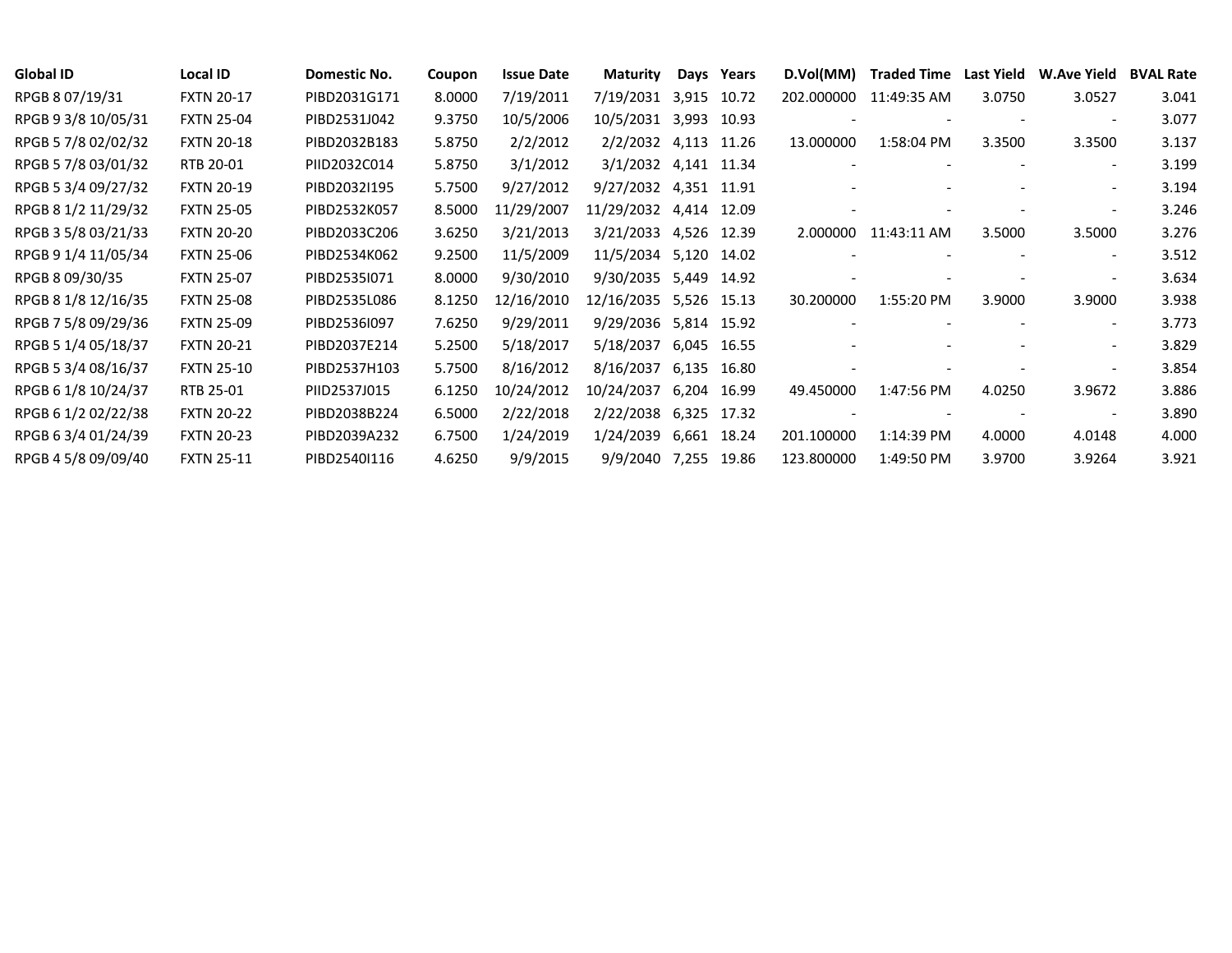| Global ID | Local ID | Domestic No. | Coupon | Issue Date | Maturity | Days | Years | D.Vol(MM) | Traded Time | Last Yield | W.Ave Yield | BVAL Rate |
|---|---|---|---|---|---|---|---|---|---|---|---|---|
| RPGB 8 07/19/31 | FXTN 20-17 | PIBD2031G171 | 8.0000 | 7/19/2011 | 7/19/2031 | 3,915 | 10.72 | 202.000000 | 11:49:35 AM | 3.0750 | 3.0527 | 3.041 |
| RPGB 9 3/8 10/05/31 | FXTN 25-04 | PIBD2531J042 | 9.3750 | 10/5/2006 | 10/5/2031 | 3,993 | 10.93 | - | - | - | - | 3.077 |
| RPGB 5 7/8 02/02/32 | FXTN 20-18 | PIBD2032B183 | 5.8750 | 2/2/2012 | 2/2/2032 | 4,113 | 11.26 | 13.000000 | 1:58:04 PM | 3.3500 | 3.3500 | 3.137 |
| RPGB 5 7/8 03/01/32 | RTB 20-01 | PIID2032C014 | 5.8750 | 3/1/2012 | 3/1/2032 | 4,141 | 11.34 | - | - | - | - | 3.199 |
| RPGB 5 3/4 09/27/32 | FXTN 20-19 | PIBD2032I195 | 5.7500 | 9/27/2012 | 9/27/2032 | 4,351 | 11.91 | - | - | - | - | 3.194 |
| RPGB 8 1/2 11/29/32 | FXTN 25-05 | PIBD2532K057 | 8.5000 | 11/29/2007 | 11/29/2032 | 4,414 | 12.09 | - | - | - | - | 3.246 |
| RPGB 3 5/8 03/21/33 | FXTN 20-20 | PIBD2033C206 | 3.6250 | 3/21/2013 | 3/21/2033 | 4,526 | 12.39 | 2.000000 | 11:43:11 AM | 3.5000 | 3.5000 | 3.276 |
| RPGB 9 1/4 11/05/34 | FXTN 25-06 | PIBD2534K062 | 9.2500 | 11/5/2009 | 11/5/2034 | 5,120 | 14.02 | - | - | - | - | 3.512 |
| RPGB 8 09/30/35 | FXTN 25-07 | PIBD2535I071 | 8.0000 | 9/30/2010 | 9/30/2035 | 5,449 | 14.92 | - | - | - | - | 3.634 |
| RPGB 8 1/8 12/16/35 | FXTN 25-08 | PIBD2535L086 | 8.1250 | 12/16/2010 | 12/16/2035 | 5,526 | 15.13 | 30.200000 | 1:55:20 PM | 3.9000 | 3.9000 | 3.938 |
| RPGB 7 5/8 09/29/36 | FXTN 25-09 | PIBD2536I097 | 7.6250 | 9/29/2011 | 9/29/2036 | 5,814 | 15.92 | - | - | - | - | 3.773 |
| RPGB 5 1/4 05/18/37 | FXTN 20-21 | PIBD2037E214 | 5.2500 | 5/18/2017 | 5/18/2037 | 6,045 | 16.55 | - | - | - | - | 3.829 |
| RPGB 5 3/4 08/16/37 | FXTN 25-10 | PIBD2537H103 | 5.7500 | 8/16/2012 | 8/16/2037 | 6,135 | 16.80 | - | - | - | - | 3.854 |
| RPGB 6 1/8 10/24/37 | RTB 25-01 | PIID2537J015 | 6.1250 | 10/24/2012 | 10/24/2037 | 6,204 | 16.99 | 49.450000 | 1:47:56 PM | 4.0250 | 3.9672 | 3.886 |
| RPGB 6 1/2 02/22/38 | FXTN 20-22 | PIBD2038B224 | 6.5000 | 2/22/2018 | 2/22/2038 | 6,325 | 17.32 | - | - | - | - | 3.890 |
| RPGB 6 3/4 01/24/39 | FXTN 20-23 | PIBD2039A232 | 6.7500 | 1/24/2019 | 1/24/2039 | 6,661 | 18.24 | 201.100000 | 1:14:39 PM | 4.0000 | 4.0148 | 4.000 |
| RPGB 4 5/8 09/09/40 | FXTN 25-11 | PIBD2540I116 | 4.6250 | 9/9/2015 | 9/9/2040 | 7,255 | 19.86 | 123.800000 | 1:49:50 PM | 3.9700 | 3.9264 | 3.921 |